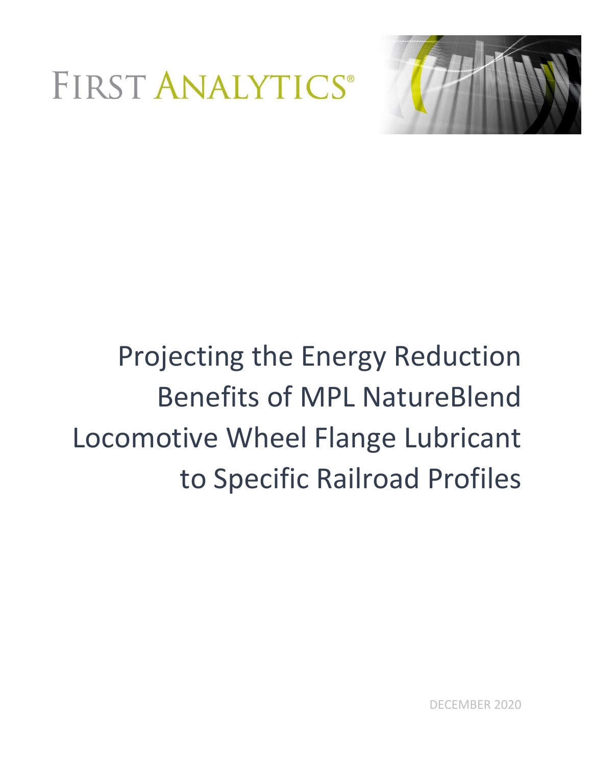FIRST ANALYTICS®

# Projecting the Energy Reduction Benefits of MPL NatureBlend Locomotive Wheel Flange Lubricant to Specific Railroad Profiles

DECEMBER 2020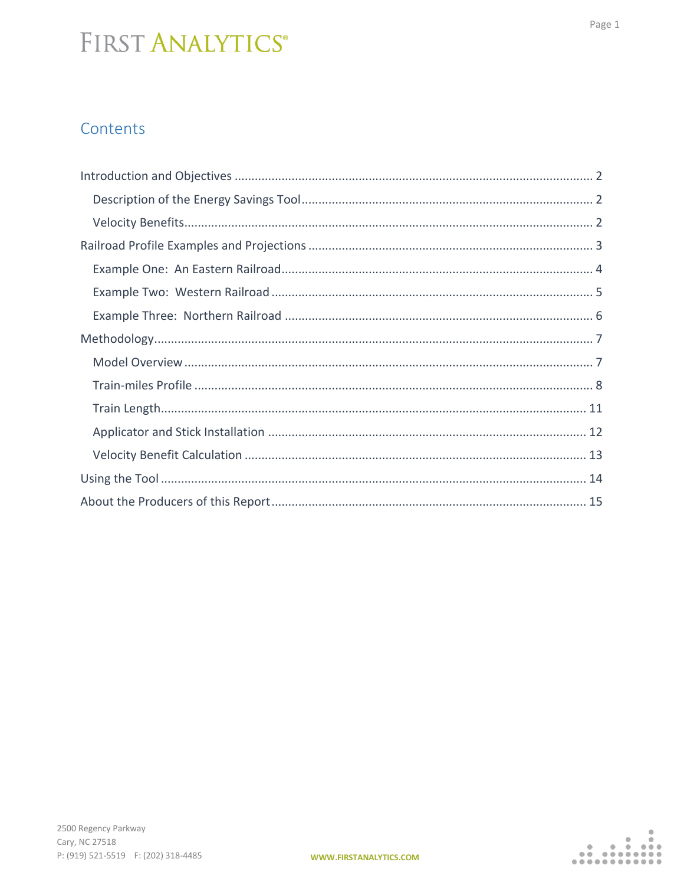## Contents

- Introduction and Objectives ..... 2
  - Description of the Energy Savings Tool ..... 2
  - Velocity Benefits ..... 2
- Railroad Profile Examples and Projections ..... 3
  - Example One: An Eastern Railroad ..... 4
  - Example Two: Western Railroad ..... 5
  - Example Three: Northern Railroad ..... 6
- Methodology ..... 7
  - Model Overview ..... 7
  - Train-miles Profile ..... 8
  - Train Length ..... 11
  - Applicator and Stick Installation ..... 12
  - Velocity Benefit Calculation ..... 13
- Using the Tool ..... 14
- About the Producers of this Report ..... 15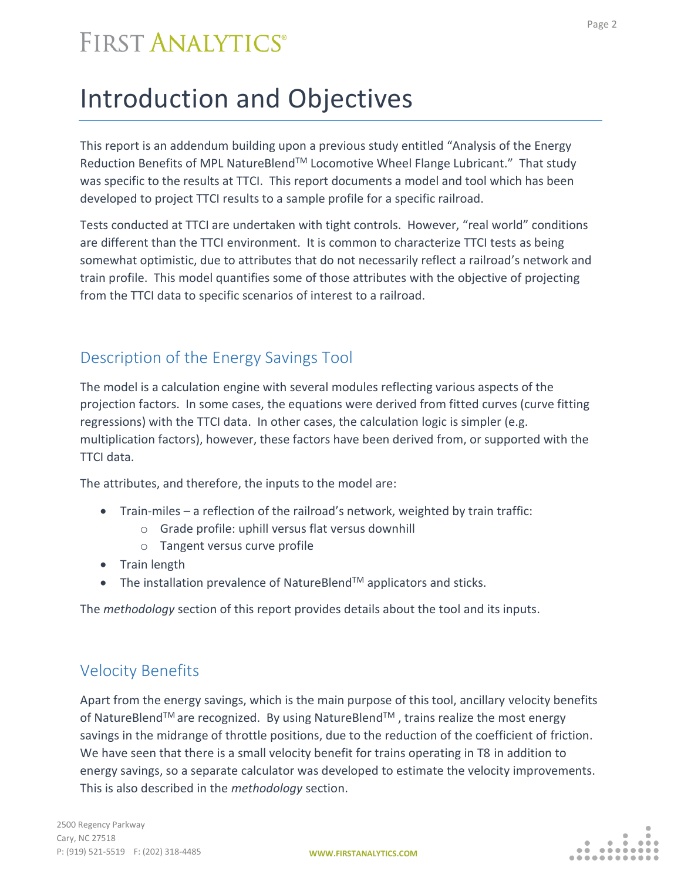# Introduction and Objectives

This report is an addendum building upon a previous study entitled "Analysis of the Energy Reduction Benefits of MPL NatureBlend™ Locomotive Wheel Flange Lubricant." That study was specific to the results at TTCI. This report documents a model and tool which has been developed to project TTCI results to a sample profile for a specific railroad.

Tests conducted at TTCI are undertaken with tight controls. However, "real world" conditions are different than the TTCI environment. It is common to characterize TTCI tests as being somewhat optimistic, due to attributes that do not necessarily reflect a railroad's network and train profile. This model quantifies some of those attributes with the objective of projecting from the TTCI data to specific scenarios of interest to a railroad.

## Description of the Energy Savings Tool

The model is a calculation engine with several modules reflecting various aspects of the projection factors. In some cases, the equations were derived from fitted curves (curve fitting regressions) with the TTCI data. In other cases, the calculation logic is simpler (e.g. multiplication factors), however, these factors have been derived from, or supported with the TTCI data.

The attributes, and therefore, the inputs to the model are:

- Train-miles – a reflection of the railroad's network, weighted by train traffic:
  - Grade profile: uphill versus flat versus downhill
  - Tangent versus curve profile
- Train length
- The installation prevalence of NatureBlend™ applicators and sticks.

The *methodology* section of this report provides details about the tool and its inputs.

## Velocity Benefits

Apart from the energy savings, which is the main purpose of this tool, ancillary velocity benefits of NatureBlend™ are recognized. By using NatureBlend™ , trains realize the most energy savings in the midrange of throttle positions, due to the reduction of the coefficient of friction. We have seen that there is a small velocity benefit for trains operating in T8 in addition to energy savings, so a separate calculator was developed to estimate the velocity improvements. This is also described in the *methodology* section.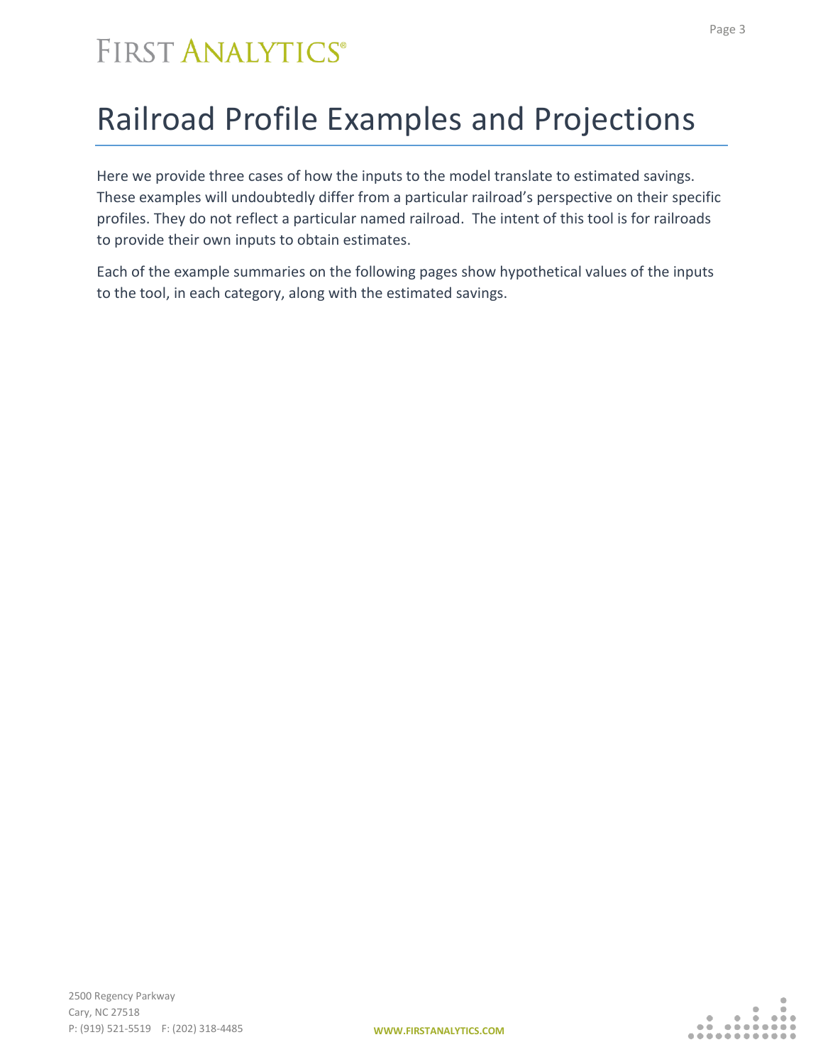# Railroad Profile Examples and Projections

Here we provide three cases of how the inputs to the model translate to estimated savings. These examples will undoubtedly differ from a particular railroad's perspective on their specific profiles. They do not reflect a particular named railroad. The intent of this tool is for railroads to provide their own inputs to obtain estimates.

Each of the example summaries on the following pages show hypothetical values of the inputs to the tool, in each category, along with the estimated savings.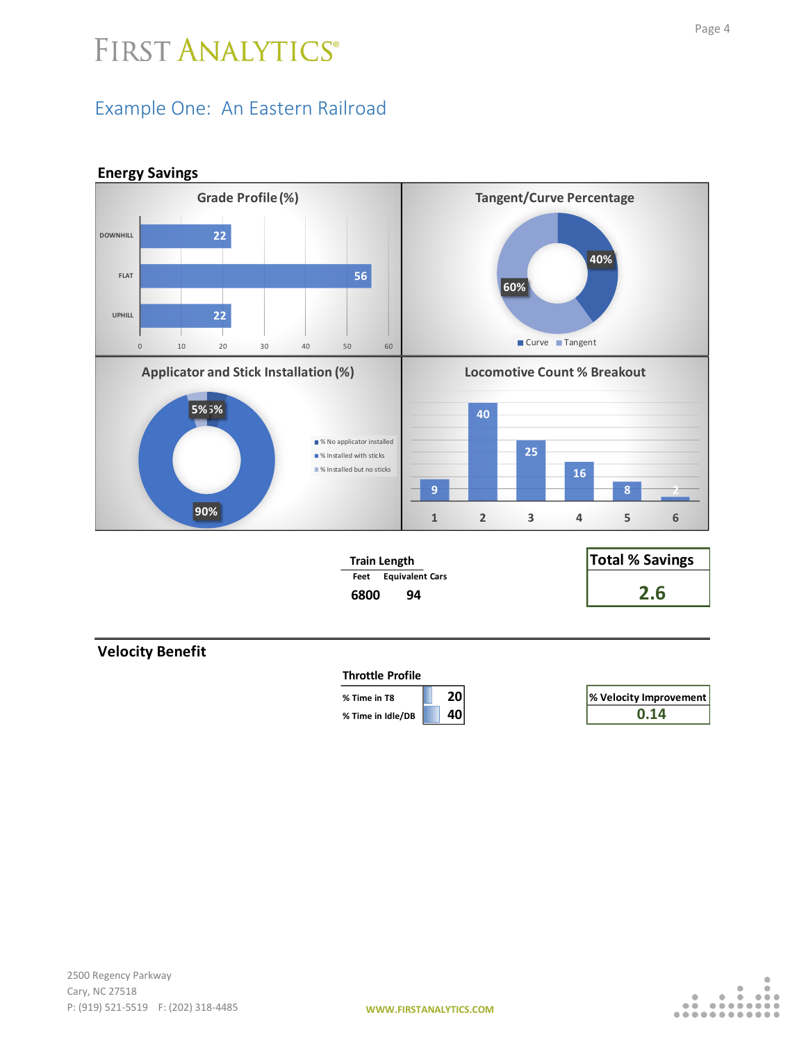## Example One: An Eastern Railroad

### Energy Savings

**Grade Profile (%)**

| Grade | % |
|---|---|
| DOWNHILL | 22 |
| FLAT | 56 |
| UPHILL | 22 |

**Tangent/Curve Percentage**

| Curve | Tangent |
|---|---|
| 40% | 60% |

**Applicator and Stick Installation (%)**

| % No applicator installed | % Installed with sticks | % Installed but no sticks |
|---|---|---|
| 5% | 90% | 5% |

**Locomotive Count % Breakout**

| Locomotive Count | 1 | 2 | 3 | 4 | 5 | 6 |
|---|---|---|---|---|---|---|
| % | 9 | 40 | 25 | 16 | 8 | 2 |

**Train Length**

| Feet | Equivalent Cars |
|---|---|
| 6800 | 94 |

| Total % Savings |
|---|
| 2.6 |

### Velocity Benefit

**Throttle Profile**

| | |
|---|---|
| % Time in T8 | 20 |
| % Time in Idle/DB | 40 |

| % Velocity Improvement |
|---|
| 0.14 |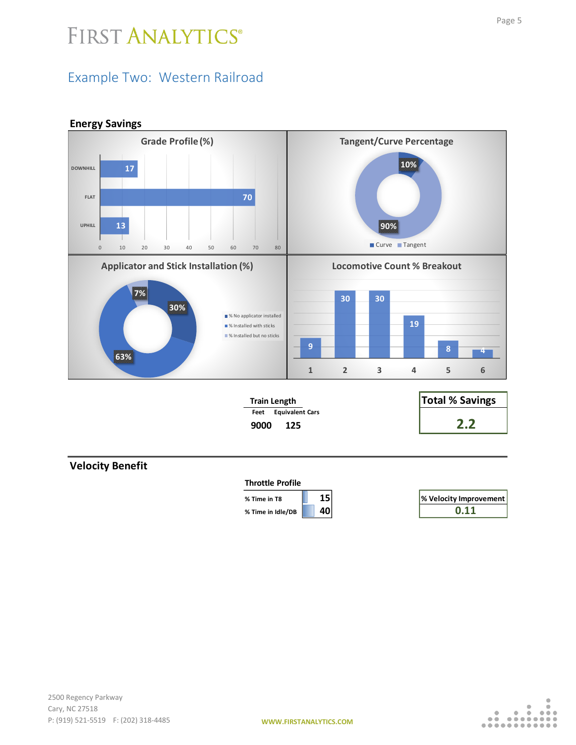## Example Two: Western Railroad

### Energy Savings

**Grade Profile (%)**

| Grade | % |
|---|---|
| DOWNHILL | 17 |
| FLAT | 70 |
| UPHILL | 13 |

**Tangent/Curve Percentage**

| Type | % |
|---|---|
| Curve | 10% |
| Tangent | 90% |

**Applicator and Stick Installation (%)**

| Category | % |
|---|---|
| % No applicator installed | 30% |
| % Installed with sticks | 63% |
| % Installed but no sticks | 7% |

**Locomotive Count % Breakout**

| Locomotive Count | 1 | 2 | 3 | 4 | 5 | 6 |
|---|---|---|---|---|---|---|
| % | 9 | 30 | 30 | 19 | 8 | 4 |

**Train Length**

| Feet | Equivalent Cars |
|---|---|
| 9000 | 125 |

**Total % Savings**

**2.2**

### Velocity Benefit

**Throttle Profile**

| | |
|---|---|
| % Time in T8 | 15 |
| % Time in Idle/DB | 40 |

**% Velocity Improvement**

**0.11**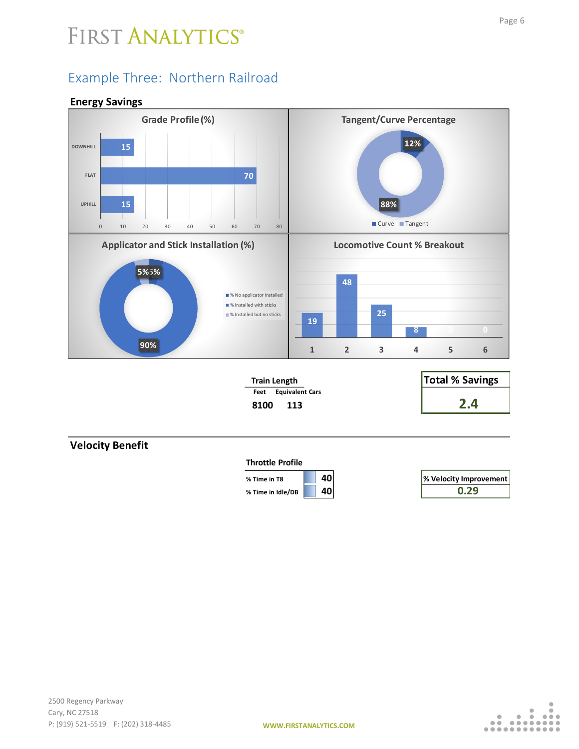## Example Three: Northern Railroad

### Energy Savings

**Grade Profile (%)**

| Grade | % |
|---|---|
| DOWNHILL | 15 |
| FLAT | 70 |
| UPHILL | 15 |

**Tangent/Curve Percentage**

| | % |
|---|---|
| Curve | 12% |
| Tangent | 88% |

**Applicator and Stick Installation (%)**

| | % |
|---|---|
| % No applicator installed | 5% |
| % Installed with sticks | 90% |
| % Installed but no sticks | 5% |

**Locomotive Count % Breakout**

| Locomotives | 1 | 2 | 3 | 4 | 5 | 6 |
|---|---|---|---|---|---|---|
| % | 19 | 48 | 25 | 8 | 0 | 0 |

**Train Length**

| Feet | Equivalent Cars |
|---|---|
| 8100 | 113 |

| Total % Savings |
|---|
| 2.4 |

### Velocity Benefit

**Throttle Profile**

| | |
|---|---|
| % Time in T8 | 40 |
| % Time in Idle/DB | 40 |

| % Velocity Improvement |
|---|
| 0.29 |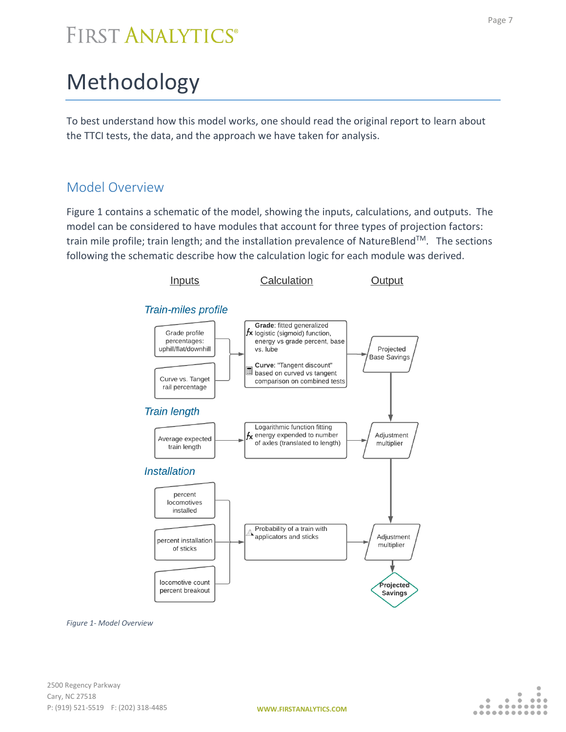# Methodology

To best understand how this model works, one should read the original report to learn about the TTCI tests, the data, and the approach we have taken for analysis.

## Model Overview

Figure 1 contains a schematic of the model, showing the inputs, calculations, and outputs. The model can be considered to have modules that account for three types of projection factors: train mile profile; train length; and the installation prevalence of NatureBlend™. The sections following the schematic describe how the calculation logic for each module was derived.

| | Inputs | Calculation | Output |
|---|---|---|---|
| *Train-miles profile* | Grade profile percentages: uphill/flat/downhill; Curve vs. Tanget rail percentage | **Grade**: fitted generalized logistic (sigmoid) function, energy vs grade percent, base vs. lube. **Curve**: "Tangent discount" based on curved vs tangent comparison on combined tests | Projected Base Savings |
| *Train length* | Average expected train length | Logarithmic function fitting energy expended to number of axles (translated to length) | Adjustment multiplier |
| *Installation* | percent locomotives installed; percent installation of sticks; locomotive count percent breakout | Probability of a train with applicators and sticks | Adjustment multiplier → **Projected Savings** |

*Figure 1- Model Overview*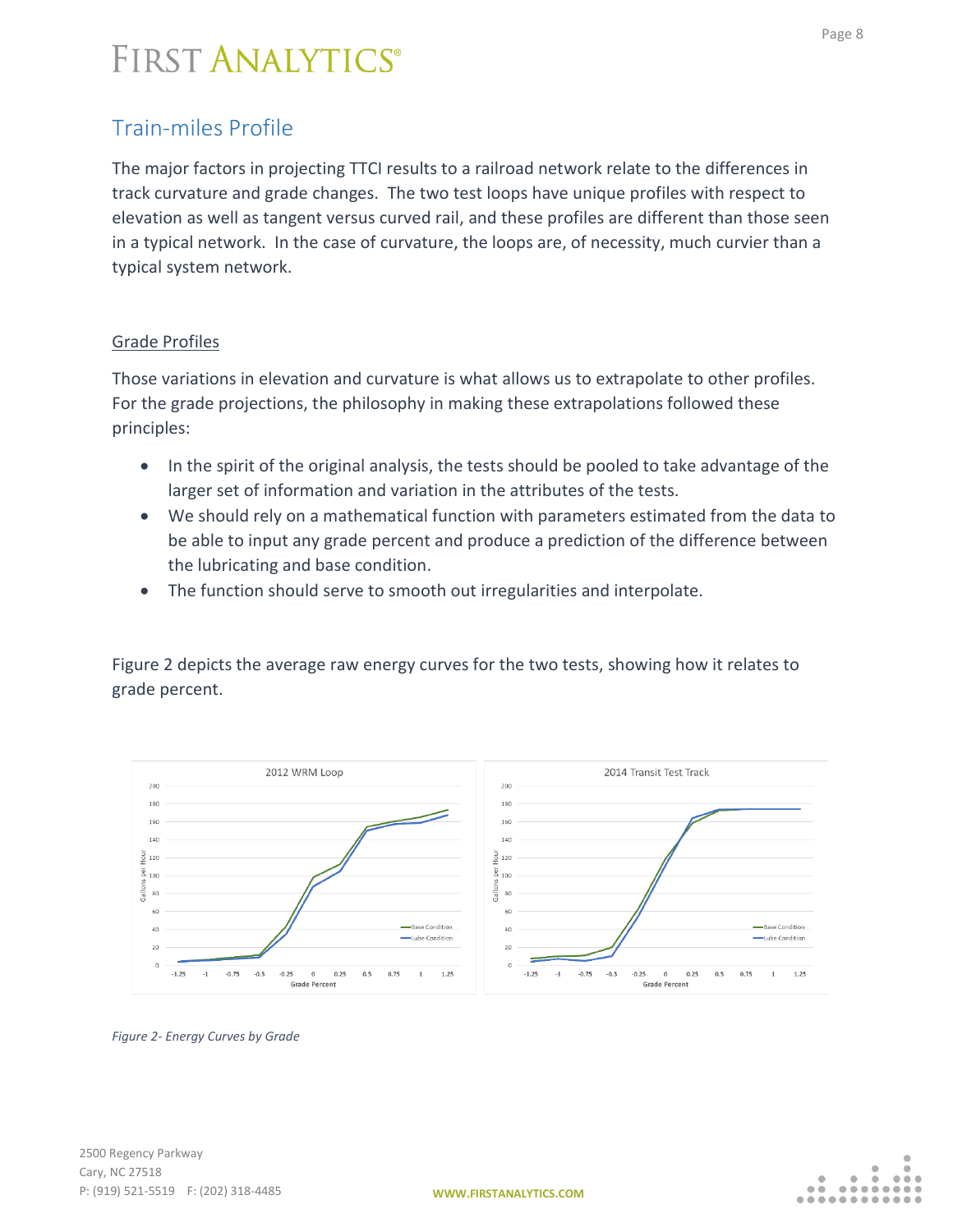## Train-miles Profile

The major factors in projecting TTCI results to a railroad network relate to the differences in track curvature and grade changes. The two test loops have unique profiles with respect to elevation as well as tangent versus curved rail, and these profiles are different than those seen in a typical network. In the case of curvature, the loops are, of necessity, much curvier than a typical system network.

### Grade Profiles

Those variations in elevation and curvature is what allows us to extrapolate to other profiles. For the grade projections, the philosophy in making these extrapolations followed these principles:

- In the spirit of the original analysis, the tests should be pooled to take advantage of the larger set of information and variation in the attributes of the tests.
- We should rely on a mathematical function with parameters estimated from the data to be able to input any grade percent and produce a prediction of the difference between the lubricating and base condition.
- The function should serve to smooth out irregularities and interpolate.

Figure 2 depicts the average raw energy curves for the two tests, showing how it relates to grade percent.

*Figure 2- Energy Curves by Grade*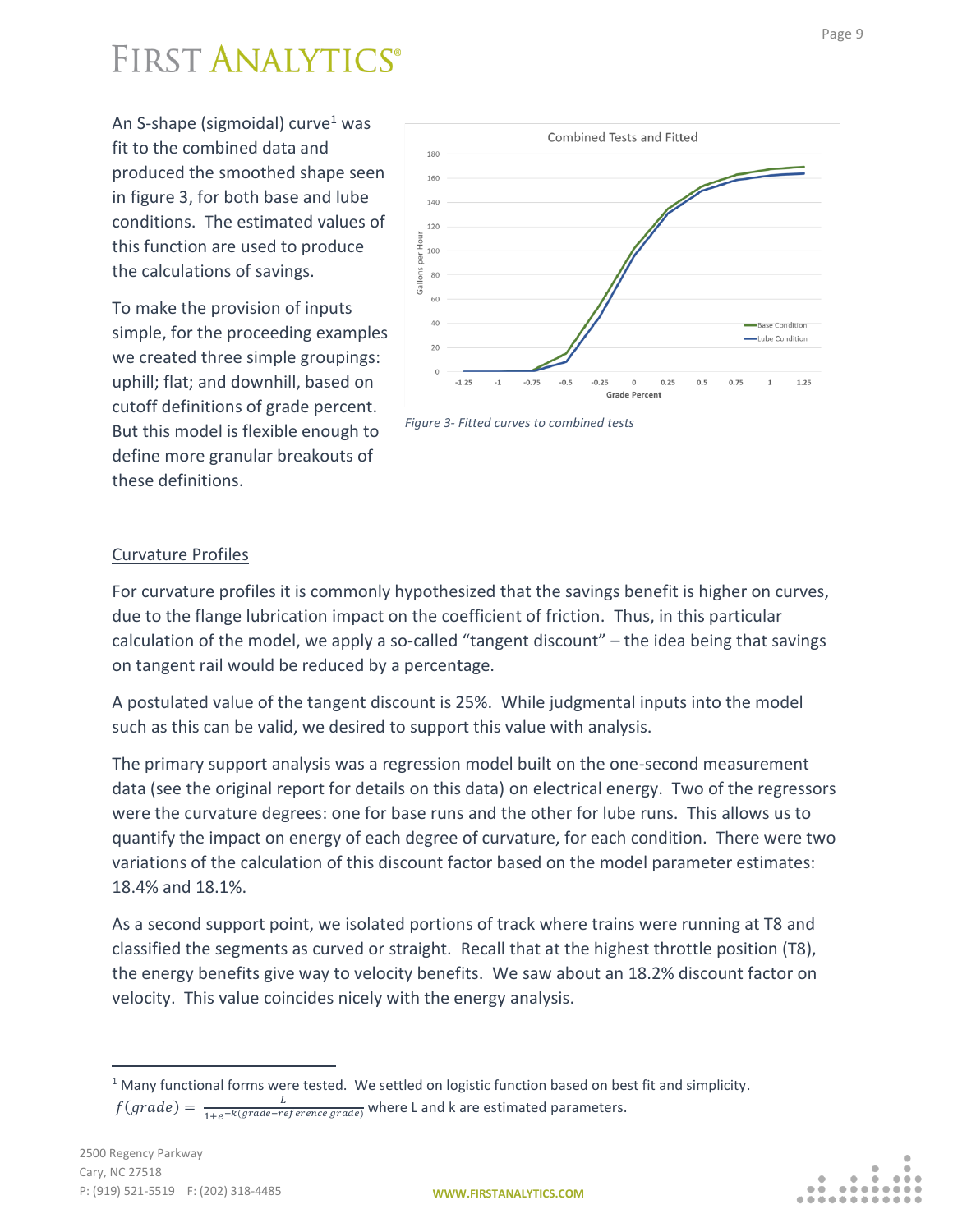An S-shape (sigmoidal) curve[1] was fit to the combined data and produced the smoothed shape seen in figure 3, for both base and lube conditions. The estimated values of this function are used to produce the calculations of savings.

To make the provision of inputs simple, for the proceeding examples we created three simple groupings: uphill; flat; and downhill, based on cutoff definitions of grade percent. But this model is flexible enough to define more granular breakouts of these definitions.

*Figure 3- Fitted curves to combined tests*

## Curvature Profiles

For curvature profiles it is commonly hypothesized that the savings benefit is higher on curves, due to the flange lubrication impact on the coefficient of friction. Thus, in this particular calculation of the model, we apply a so-called "tangent discount" – the idea being that savings on tangent rail would be reduced by a percentage.

A postulated value of the tangent discount is 25%. While judgmental inputs into the model such as this can be valid, we desired to support this value with analysis.

The primary support analysis was a regression model built on the one-second measurement data (see the original report for details on this data) on electrical energy. Two of the regressors were the curvature degrees: one for base runs and the other for lube runs. This allows us to quantify the impact on energy of each degree of curvature, for each condition. There were two variations of the calculation of this discount factor based on the model parameter estimates: 18.4% and 18.1%.

As a second support point, we isolated portions of track where trains were running at T8 and classified the segments as curved or straight. Recall that at the highest throttle position (T8), the energy benefits give way to velocity benefits. We saw about an 18.2% discount factor on velocity. This value coincides nicely with the energy analysis.

---

[1] Many functional forms were tested. We settled on logistic function based on best fit and simplicity. $f(grade) = \frac{L}{1+e^{-k(grade-reference\ grade)}}$ where L and k are estimated parameters.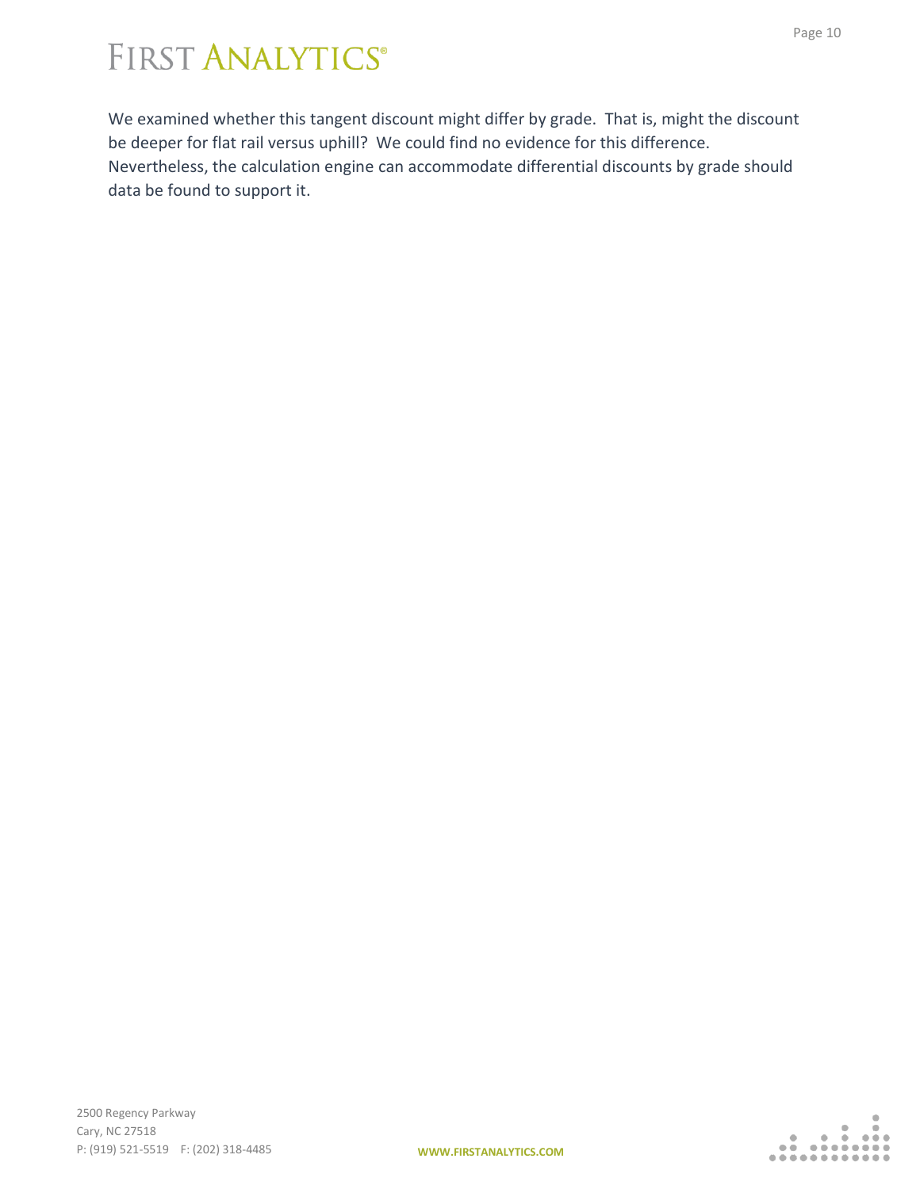We examined whether this tangent discount might differ by grade. That is, might the discount be deeper for flat rail versus uphill? We could find no evidence for this difference. Nevertheless, the calculation engine can accommodate differential discounts by grade should data be found to support it.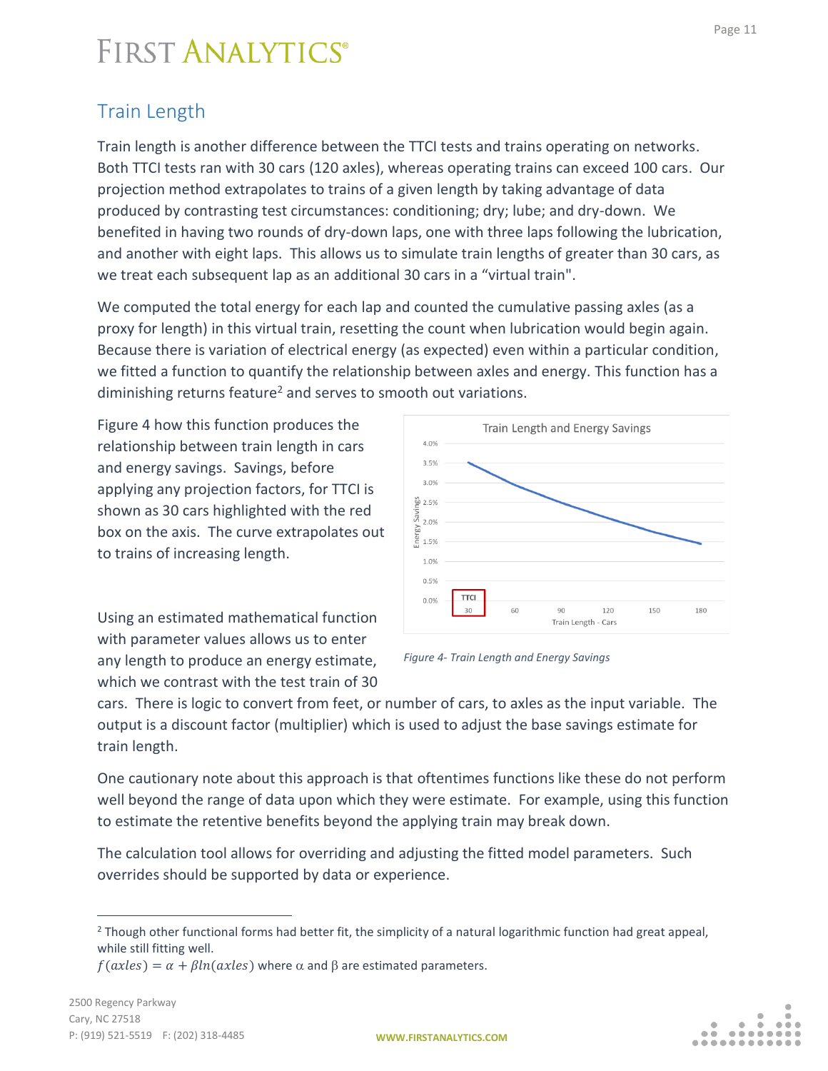## Train Length

Train length is another difference between the TTCI tests and trains operating on networks. Both TTCI tests ran with 30 cars (120 axles), whereas operating trains can exceed 100 cars. Our projection method extrapolates to trains of a given length by taking advantage of data produced by contrasting test circumstances: conditioning; dry; lube; and dry-down. We benefited in having two rounds of dry-down laps, one with three laps following the lubrication, and another with eight laps. This allows us to simulate train lengths of greater than 30 cars, as we treat each subsequent lap as an additional 30 cars in a "virtual train".

We computed the total energy for each lap and counted the cumulative passing axles (as a proxy for length) in this virtual train, resetting the count when lubrication would begin again. Because there is variation of electrical energy (as expected) even within a particular condition, we fitted a function to quantify the relationship between axles and energy. This function has a diminishing returns feature[2] and serves to smooth out variations.

Figure 4 how this function produces the relationship between train length in cars and energy savings. Savings, before applying any projection factors, for TTCI is shown as 30 cars highlighted with the red box on the axis. The curve extrapolates out to trains of increasing length.

*Figure 4- Train Length and Energy Savings*

Using an estimated mathematical function with parameter values allows us to enter any length to produce an energy estimate, which we contrast with the test train of 30 cars. There is logic to convert from feet, or number of cars, to axles as the input variable. The output is a discount factor (multiplier) which is used to adjust the base savings estimate for train length.

One cautionary note about this approach is that oftentimes functions like these do not perform well beyond the range of data upon which they were estimate. For example, using this function to estimate the retentive benefits beyond the applying train may break down.

The calculation tool allows for overriding and adjusting the fitted model parameters. Such overrides should be supported by data or experience.

---

[2] Though other functional forms had better fit, the simplicity of a natural logarithmic function had great appeal, while still fitting well.

$f(axles) = \alpha + \beta ln(axles)$ where $\alpha$ and $\beta$ are estimated parameters.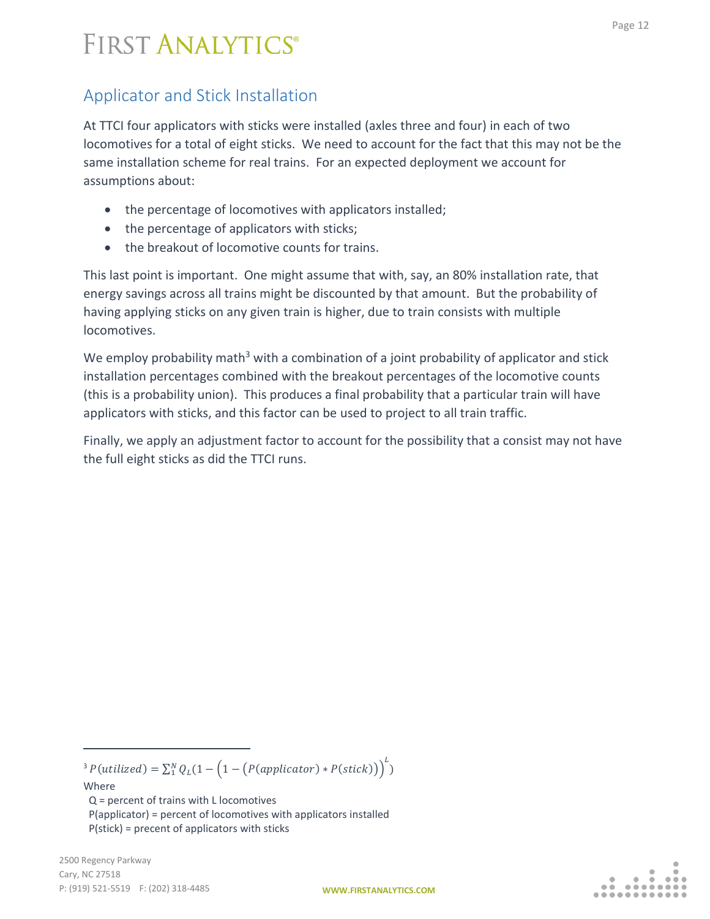## Applicator and Stick Installation

At TTCI four applicators with sticks were installed (axles three and four) in each of two locomotives for a total of eight sticks. We need to account for the fact that this may not be the same installation scheme for real trains. For an expected deployment we account for assumptions about:

- the percentage of locomotives with applicators installed;
- the percentage of applicators with sticks;
- the breakout of locomotive counts for trains.

This last point is important. One might assume that with, say, an 80% installation rate, that energy savings across all trains might be discounted by that amount. But the probability of having applying sticks on any given train is higher, due to train consists with multiple locomotives.

We employ probability math[3] with a combination of a joint probability of applicator and stick installation percentages combined with the breakout percentages of the locomotive counts (this is a probability union). This produces a final probability that a particular train will have applicators with sticks, and this factor can be used to project to all train traffic.

Finally, we apply an adjustment factor to account for the possibility that a consist may not have the full eight sticks as did the TTCI runs.

---

[3] $P(utilized) = \sum_{1}^{N} Q_L(1 - \left(1 - \left(P(applicator) * P(stick)\right)\right)^L)$

Where

Q = percent of trains with L locomotives

P(applicator) = percent of locomotives with applicators installed

P(stick) = precent of applicators with sticks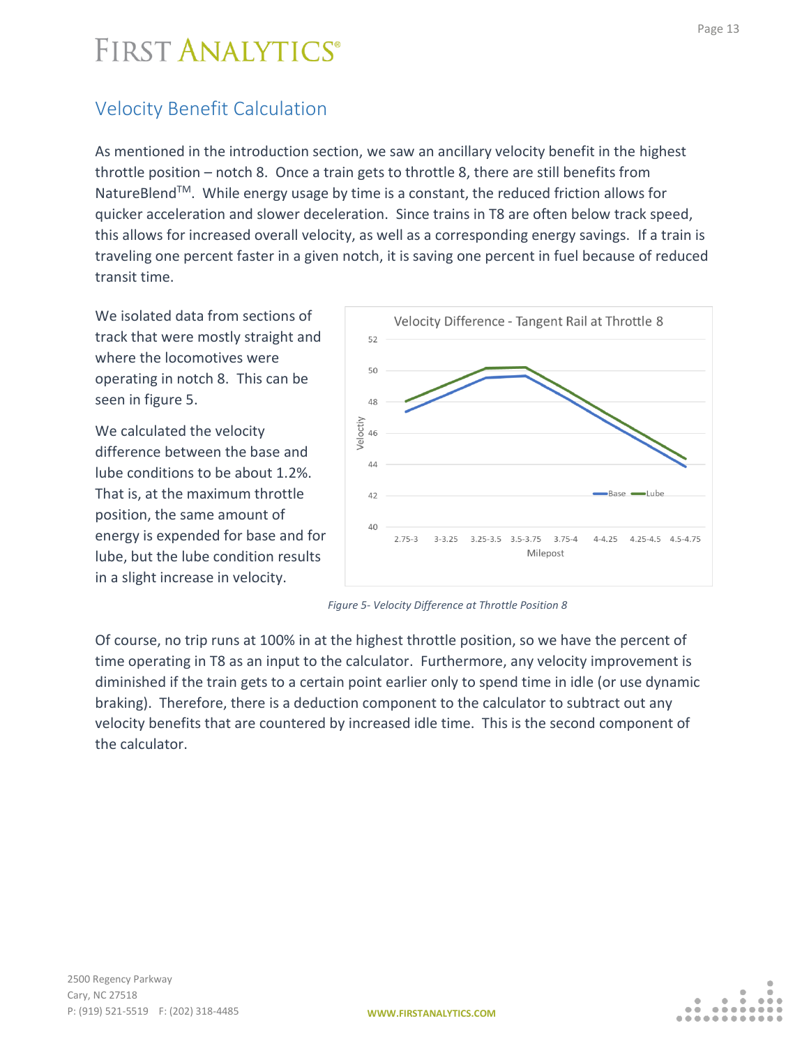## Velocity Benefit Calculation

As mentioned in the introduction section, we saw an ancillary velocity benefit in the highest throttle position – notch 8. Once a train gets to throttle 8, there are still benefits from NatureBlend™. While energy usage by time is a constant, the reduced friction allows for quicker acceleration and slower deceleration. Since trains in T8 are often below track speed, this allows for increased overall velocity, as well as a corresponding energy savings. If a train is traveling one percent faster in a given notch, it is saving one percent in fuel because of reduced transit time.

We isolated data from sections of track that were mostly straight and where the locomotives were operating in notch 8. This can be seen in figure 5.

We calculated the velocity difference between the base and lube conditions to be about 1.2%. That is, at the maximum throttle position, the same amount of energy is expended for base and for lube, but the lube condition results in a slight increase in velocity.

*Figure 5- Velocity Difference at Throttle Position 8*

Of course, no trip runs at 100% in at the highest throttle position, so we have the percent of time operating in T8 as an input to the calculator. Furthermore, any velocity improvement is diminished if the train gets to a certain point earlier only to spend time in idle (or use dynamic braking). Therefore, there is a deduction component to the calculator to subtract out any velocity benefits that are countered by increased idle time. This is the second component of the calculator.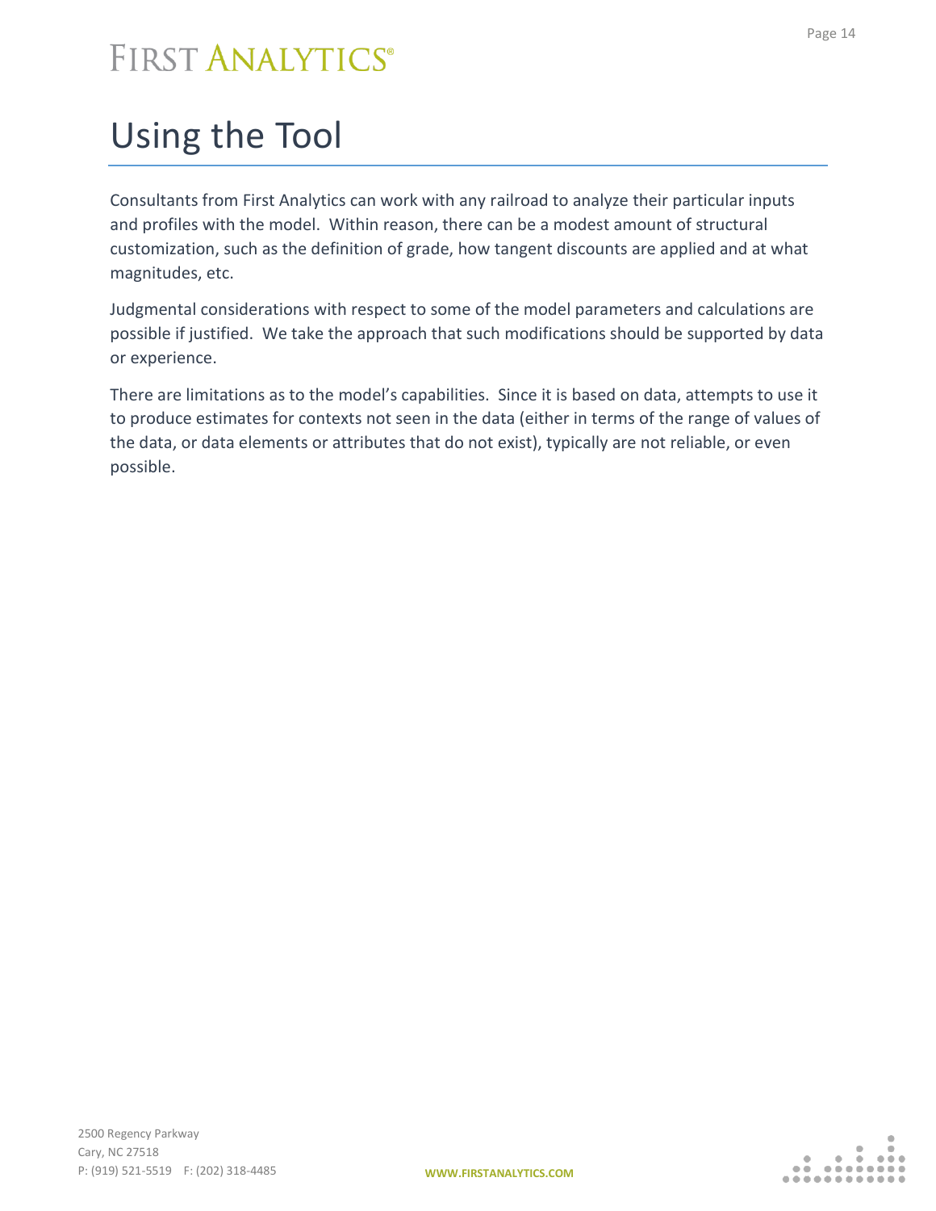# Using the Tool

Consultants from First Analytics can work with any railroad to analyze their particular inputs and profiles with the model. Within reason, there can be a modest amount of structural customization, such as the definition of grade, how tangent discounts are applied and at what magnitudes, etc.

Judgmental considerations with respect to some of the model parameters and calculations are possible if justified. We take the approach that such modifications should be supported by data or experience.

There are limitations as to the model's capabilities. Since it is based on data, attempts to use it to produce estimates for contexts not seen in the data (either in terms of the range of values of the data, or data elements or attributes that do not exist), typically are not reliable, or even possible.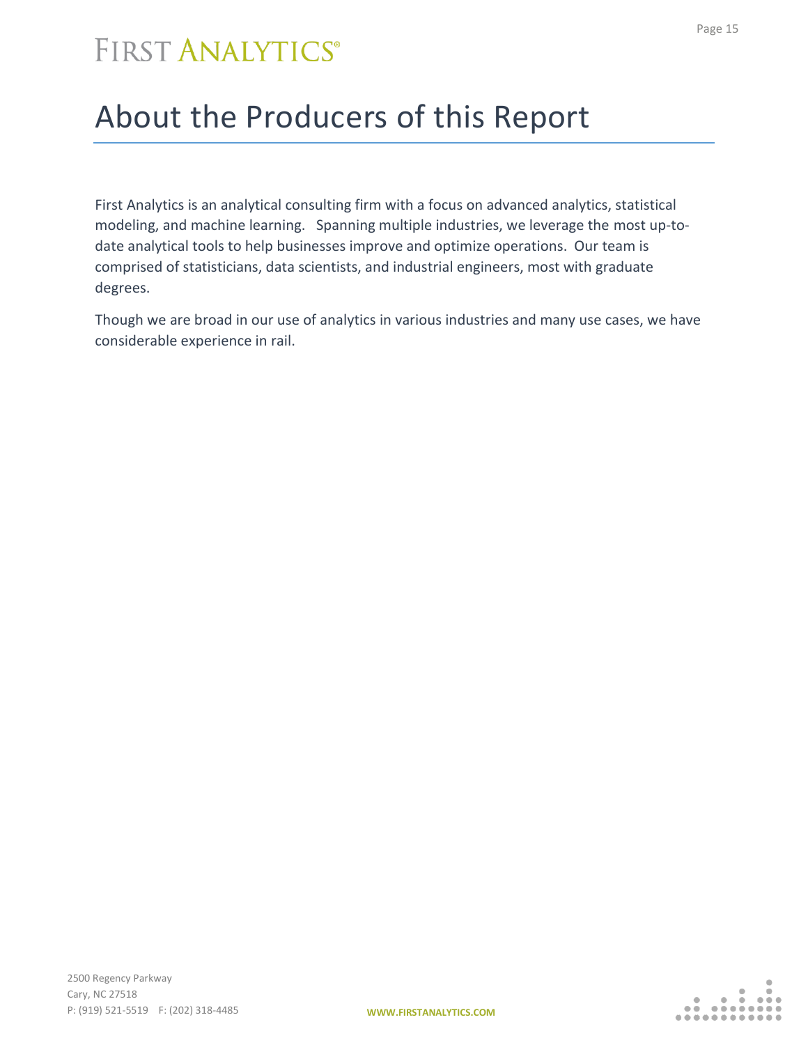# About the Producers of this Report

First Analytics is an analytical consulting firm with a focus on advanced analytics, statistical modeling, and machine learning. Spanning multiple industries, we leverage the most up-to-date analytical tools to help businesses improve and optimize operations. Our team is comprised of statisticians, data scientists, and industrial engineers, most with graduate degrees.

Though we are broad in our use of analytics in various industries and many use cases, we have considerable experience in rail.